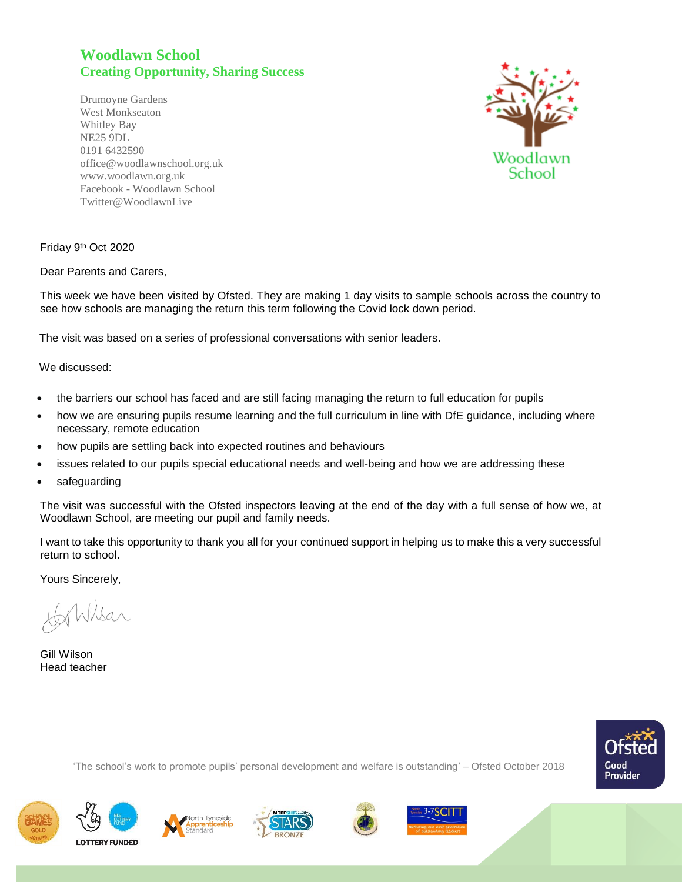# Woodlawn School

## Creating Opportunity, Sharing Success

Drumoyne Gardens
West Monkseaton
Whitley Bay
NE25 9DL
0191 6432590
office@woodlawnschool.org.uk
www.woodlawn.org.uk
Facebook - Woodlawn School
Twitter@WoodlawnLive

Woodlawn School

Friday 9th Oct 2020

Dear Parents and Carers,

This week we have been visited by Ofsted. They are making 1 day visits to sample schools across the country to see how schools are managing the return this term following the Covid lock down period.

The visit was based on a series of professional conversations with senior leaders.

We discussed:

- the barriers our school has faced and are still facing managing the return to full education for pupils
- how we are ensuring pupils resume learning and the full curriculum in line with DfE guidance, including where necessary, remote education
- how pupils are settling back into expected routines and behaviours
- issues related to our pupils special educational needs and well-being and how we are addressing these
- safeguarding

The visit was successful with the Ofsted inspectors leaving at the end of the day with a full sense of how we, at Woodlawn School, are meeting our pupil and family needs.

I want to take this opportunity to thank you all for your continued support in helping us to make this a very successful return to school.

Yours Sincerely,

Gill Wilson
Head teacher

'The school's work to promote pupils' personal development and welfare is outstanding' – Ofsted October 2018

Ofsted Good Provider